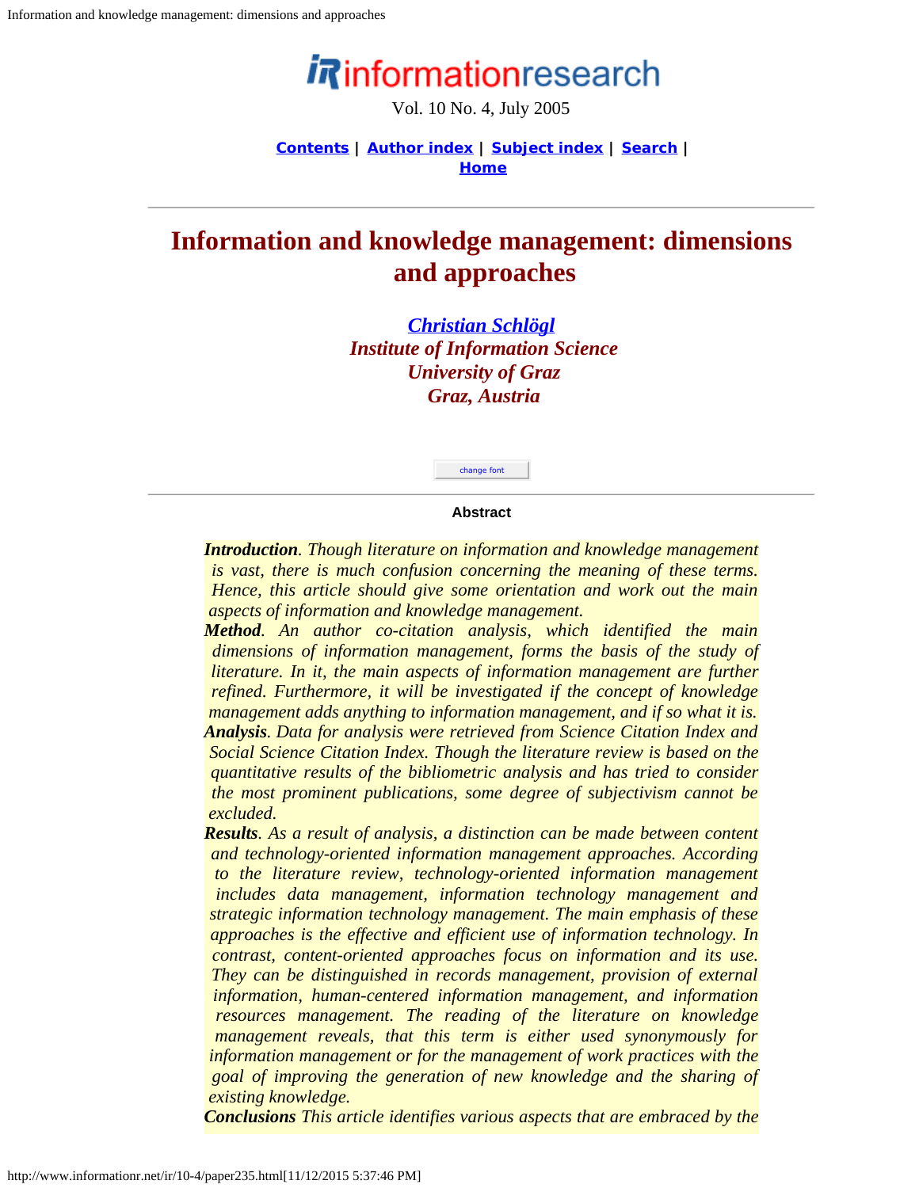# Information and knowledge management: dimensions and approaches

**[Christian Schlögl](#)**
*Institute of Information Science*
*University of Graz*
*Graz, Austria*

### Abstract

***Introduction**. Though literature on information and knowledge management is vast, there is much confusion concerning the meaning of these terms. Hence, this article should give some orientation and work out the main aspects of information and knowledge management.*
***Method**. An author co-citation analysis, which identified the main dimensions of information management, forms the basis of the study of literature. In it, the main aspects of information management are further refined. Furthermore, it will be investigated if the concept of knowledge management adds anything to information management, and if so what it is.*
***Analysis**. Data for analysis were retrieved from Science Citation Index and Social Science Citation Index. Though the literature review is based on the quantitative results of the bibliometric analysis and has tried to consider the most prominent publications, some degree of subjectivism cannot be excluded.*
***Results**. As a result of analysis, a distinction can be made between content and technology-oriented information management approaches. According to the literature review, technology-oriented information management includes data management, information technology management and strategic information technology management. The main emphasis of these approaches is the effective and efficient use of information technology. In contrast, content-oriented approaches focus on information and its use. They can be distinguished in records management, provision of external information, human-centered information management, and information resources management. The reading of the literature on knowledge management reveals, that this term is either used synonymously for information management or for the management of work practices with the goal of improving the generation of new knowledge and the sharing of existing knowledge.*
***Conclusions** This article identifies various aspects that are embraced by the*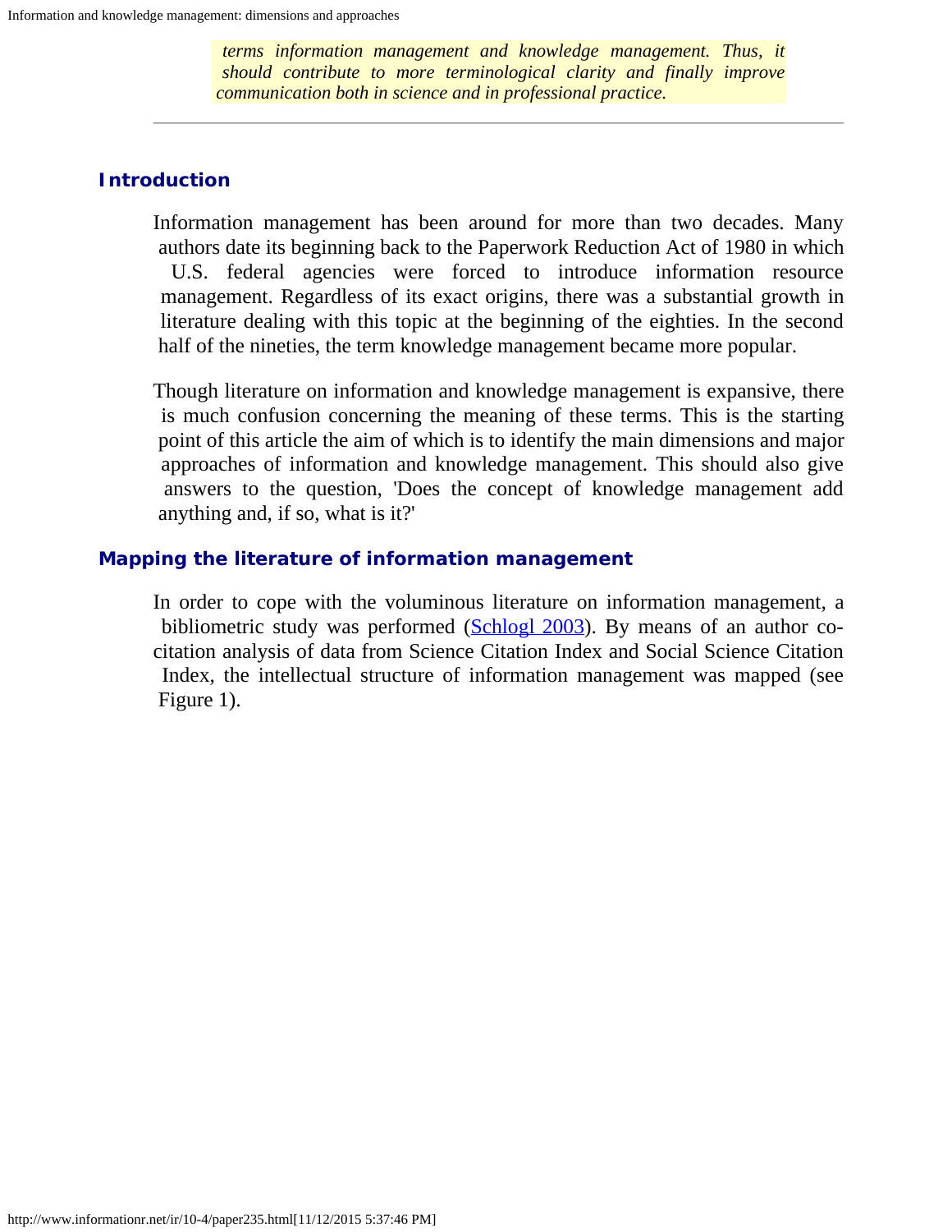*terms information management and knowledge management. Thus, it should contribute to more terminological clarity and finally improve communication both in science and in professional practice.*

---

## Introduction

Information management has been around for more than two decades. Many authors date its beginning back to the Paperwork Reduction Act of 1980 in which U.S. federal agencies were forced to introduce information resource management. Regardless of its exact origins, there was a substantial growth in literature dealing with this topic at the beginning of the eighties. In the second half of the nineties, the term knowledge management became more popular.

Though literature on information and knowledge management is expansive, there is much confusion concerning the meaning of these terms. This is the starting point of this article the aim of which is to identify the main dimensions and major approaches of information and knowledge management. This should also give answers to the question, 'Does the concept of knowledge management add anything and, if so, what is it?'

## Mapping the literature of information management

In order to cope with the voluminous literature on information management, a bibliometric study was performed (Schlogl 2003). By means of an author co-citation analysis of data from Science Citation Index and Social Science Citation Index, the intellectual structure of information management was mapped (see Figure 1).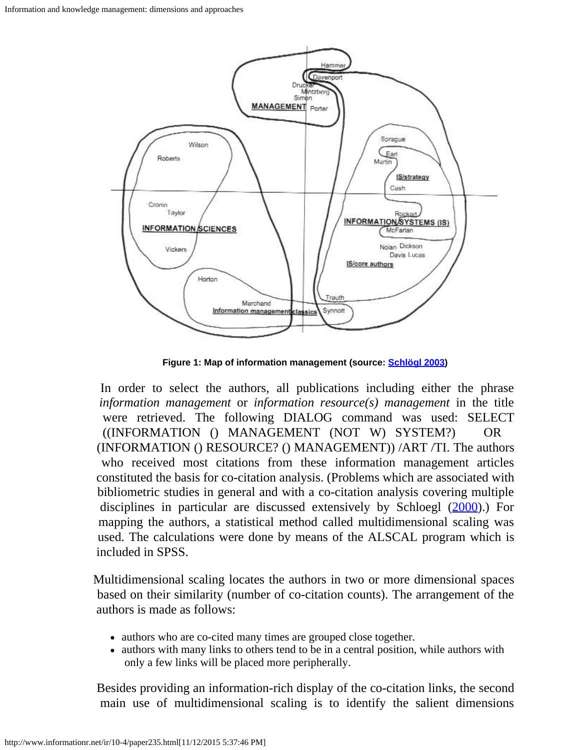**Figure 1: Map of information management (source: Schlögl 2003)**

In order to select the authors, all publications including either the phrase *information management* or *information resource(s) management* in the title were retrieved. The following DIALOG command was used: SELECT ((INFORMATION () MANAGEMENT (NOT W) SYSTEM?) OR (INFORMATION () RESOURCE? () MANAGEMENT)) /ART /TI. The authors who received most citations from these information management articles constituted the basis for co-citation analysis. (Problems which are associated with bibliometric studies in general and with a co-citation analysis covering multiple disciplines in particular are discussed extensively by Schloegl (2000).) For mapping the authors, a statistical method called multidimensional scaling was used. The calculations were done by means of the ALSCAL program which is included in SPSS.

Multidimensional scaling locates the authors in two or more dimensional spaces based on their similarity (number of co-citation counts). The arrangement of the authors is made as follows:

- authors who are co-cited many times are grouped close together.
- authors with many links to others tend to be in a central position, while authors with only a few links will be placed more peripherally.

Besides providing an information-rich display of the co-citation links, the second main use of multidimensional scaling is to identify the salient dimensions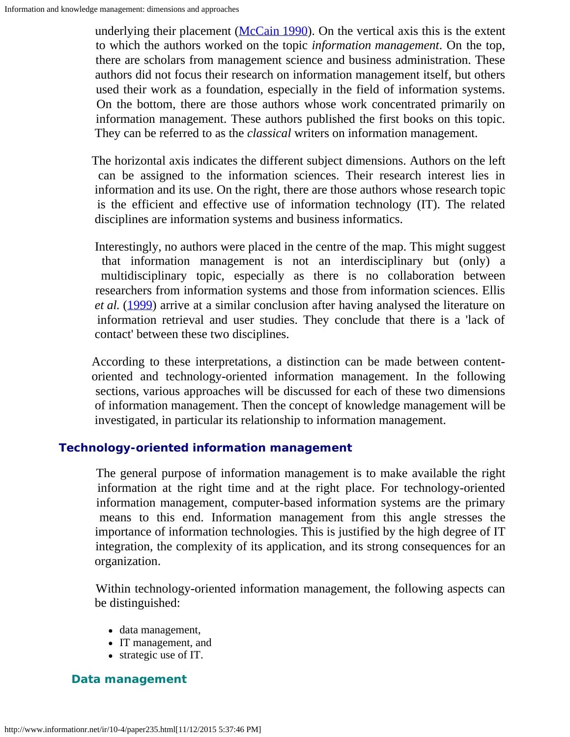underlying their placement (McCain 1990). On the vertical axis this is the extent to which the authors worked on the topic *information management*. On the top, there are scholars from management science and business administration. These authors did not focus their research on information management itself, but others used their work as a foundation, especially in the field of information systems. On the bottom, there are those authors whose work concentrated primarily on information management. These authors published the first books on this topic. They can be referred to as the *classical* writers on information management.

The horizontal axis indicates the different subject dimensions. Authors on the left can be assigned to the information sciences. Their research interest lies in information and its use. On the right, there are those authors whose research topic is the efficient and effective use of information technology (IT). The related disciplines are information systems and business informatics.

Interestingly, no authors were placed in the centre of the map. This might suggest that information management is not an interdisciplinary but (only) a multidisciplinary topic, especially as there is no collaboration between researchers from information systems and those from information sciences. Ellis *et al.* (1999) arrive at a similar conclusion after having analysed the literature on information retrieval and user studies. They conclude that there is a 'lack of contact' between these two disciplines.

According to these interpretations, a distinction can be made between content-oriented and technology-oriented information management. In the following sections, various approaches will be discussed for each of these two dimensions of information management. Then the concept of knowledge management will be investigated, in particular its relationship to information management.

## Technology-oriented information management

The general purpose of information management is to make available the right information at the right time and at the right place. For technology-oriented information management, computer-based information systems are the primary means to this end. Information management from this angle stresses the importance of information technologies. This is justified by the high degree of IT integration, the complexity of its application, and its strong consequences for an organization.

Within technology-oriented information management, the following aspects can be distinguished:

- data management,
- IT management, and
- strategic use of IT.

### Data management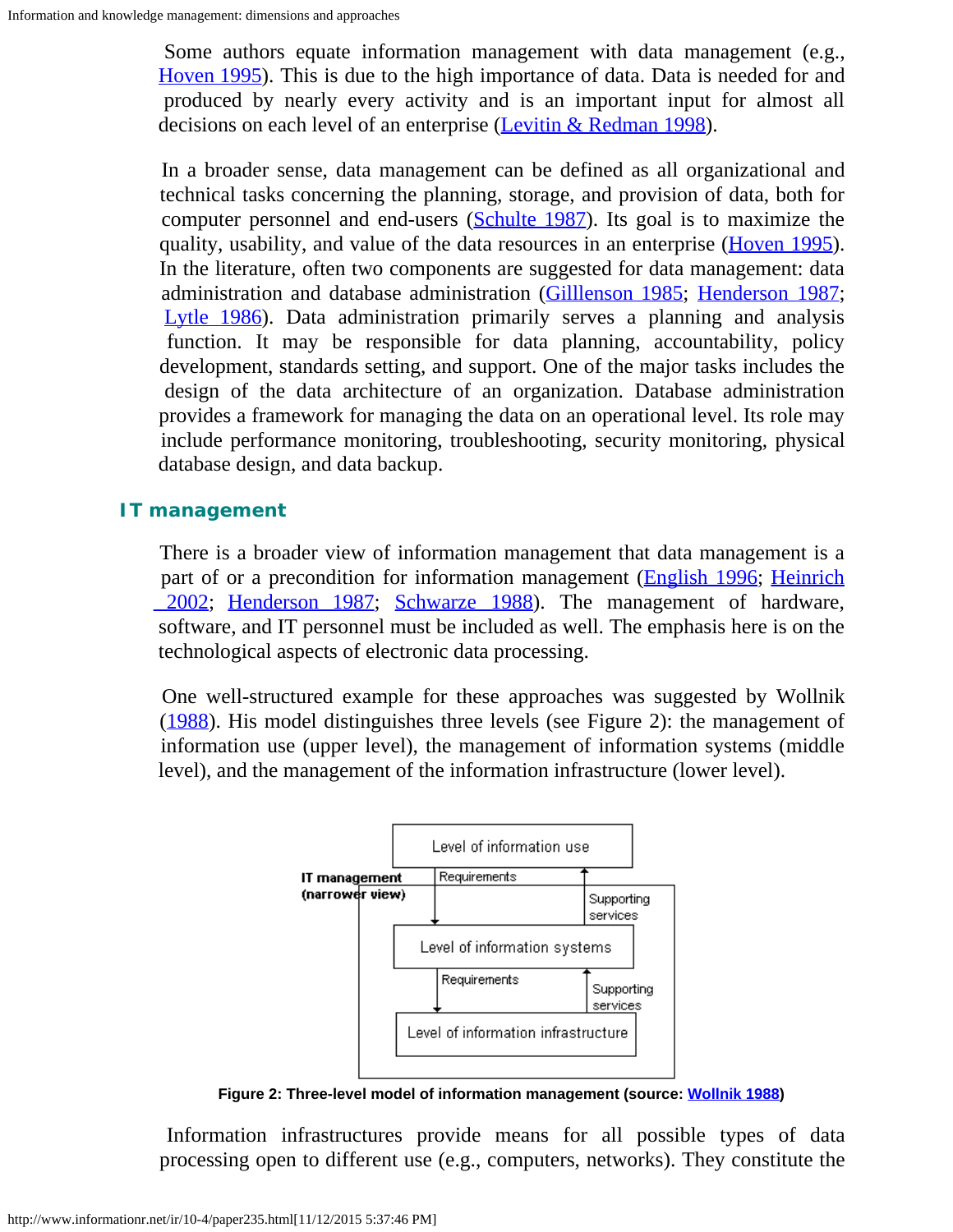Some authors equate information management with data management (e.g., Hoven 1995). This is due to the high importance of data. Data is needed for and produced by nearly every activity and is an important input for almost all decisions on each level of an enterprise (Levitin & Redman 1998).

In a broader sense, data management can be defined as all organizational and technical tasks concerning the planning, storage, and provision of data, both for computer personnel and end-users (Schulte 1987). Its goal is to maximize the quality, usability, and value of the data resources in an enterprise (Hoven 1995). In the literature, often two components are suggested for data management: data administration and database administration (Gilllenson 1985; Henderson 1987; Lytle 1986). Data administration primarily serves a planning and analysis function. It may be responsible for data planning, accountability, policy development, standards setting, and support. One of the major tasks includes the design of the data architecture of an organization. Database administration provides a framework for managing the data on an operational level. Its role may include performance monitoring, troubleshooting, security monitoring, physical database design, and data backup.

## IT management

There is a broader view of information management that data management is a part of or a precondition for information management (English 1996; Heinrich 2002; Henderson 1987; Schwarze 1988). The management of hardware, software, and IT personnel must be included as well. The emphasis here is on the technological aspects of electronic data processing.

One well-structured example for these approaches was suggested by Wollnik (1988). His model distinguishes three levels (see Figure 2): the management of information use (upper level), the management of information systems (middle level), and the management of the information infrastructure (lower level).

**Figure 2: Three-level model of information management (source: Wollnik 1988)**

Information infrastructures provide means for all possible types of data processing open to different use (e.g., computers, networks). They constitute the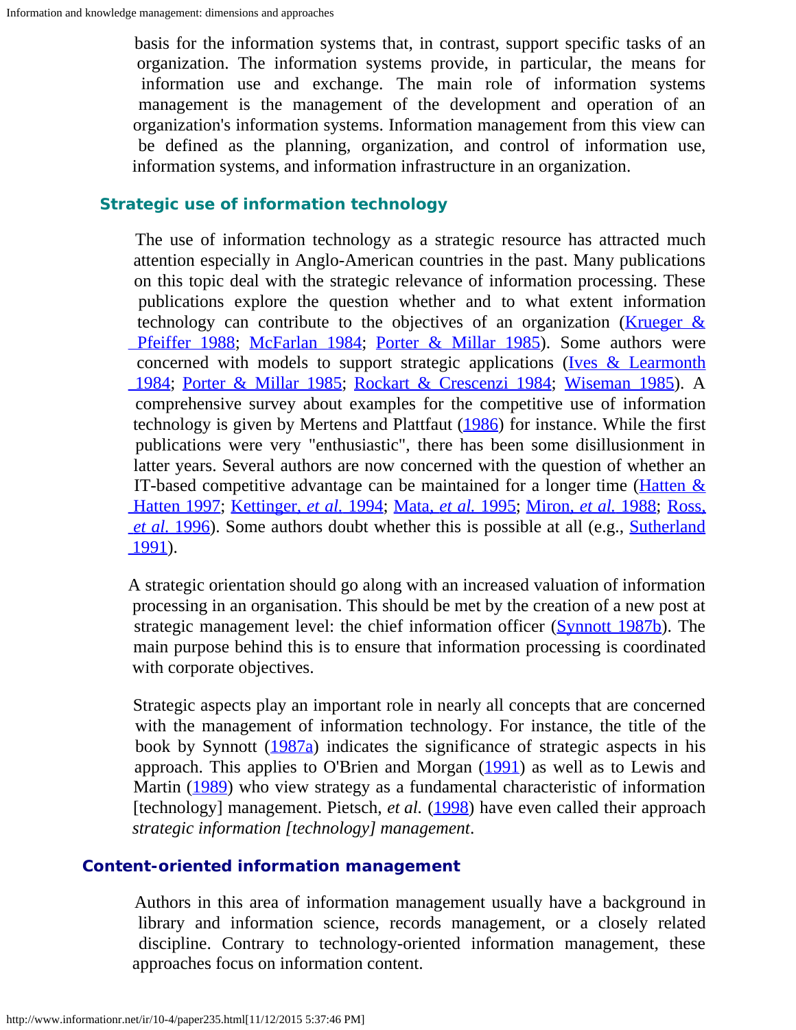basis for the information systems that, in contrast, support specific tasks of an organization. The information systems provide, in particular, the means for information use and exchange. The main role of information systems management is the management of the development and operation of an organization's information systems. Information management from this view can be defined as the planning, organization, and control of information use, information systems, and information infrastructure in an organization.

### Strategic use of information technology

The use of information technology as a strategic resource has attracted much attention especially in Anglo-American countries in the past. Many publications on this topic deal with the strategic relevance of information processing. These publications explore the question whether and to what extent information technology can contribute to the objectives of an organization (Krueger & Pfeiffer 1988; McFarlan 1984; Porter & Millar 1985). Some authors were concerned with models to support strategic applications (Ives & Learmonth 1984; Porter & Millar 1985; Rockart & Crescenzi 1984; Wiseman 1985). A comprehensive survey about examples for the competitive use of information technology is given by Mertens and Plattfaut (1986) for instance. While the first publications were very "enthusiastic", there has been some disillusionment in latter years. Several authors are now concerned with the question of whether an IT-based competitive advantage can be maintained for a longer time (Hatten & Hatten 1997; Kettinger, *et al.* 1994; Mata, *et al.* 1995; Miron, *et al.* 1988; Ross, *et al.* 1996). Some authors doubt whether this is possible at all (e.g., Sutherland 1991).

A strategic orientation should go along with an increased valuation of information processing in an organisation. This should be met by the creation of a new post at strategic management level: the chief information officer (Synnott 1987b). The main purpose behind this is to ensure that information processing is coordinated with corporate objectives.

Strategic aspects play an important role in nearly all concepts that are concerned with the management of information technology. For instance, the title of the book by Synnott (1987a) indicates the significance of strategic aspects in his approach. This applies to O'Brien and Morgan (1991) as well as to Lewis and Martin (1989) who view strategy as a fundamental characteristic of information [technology] management. Pietsch, *et al.* (1998) have even called their approach *strategic information [technology] management*.

### Content-oriented information management

Authors in this area of information management usually have a background in library and information science, records management, or a closely related discipline. Contrary to technology-oriented information management, these approaches focus on information content.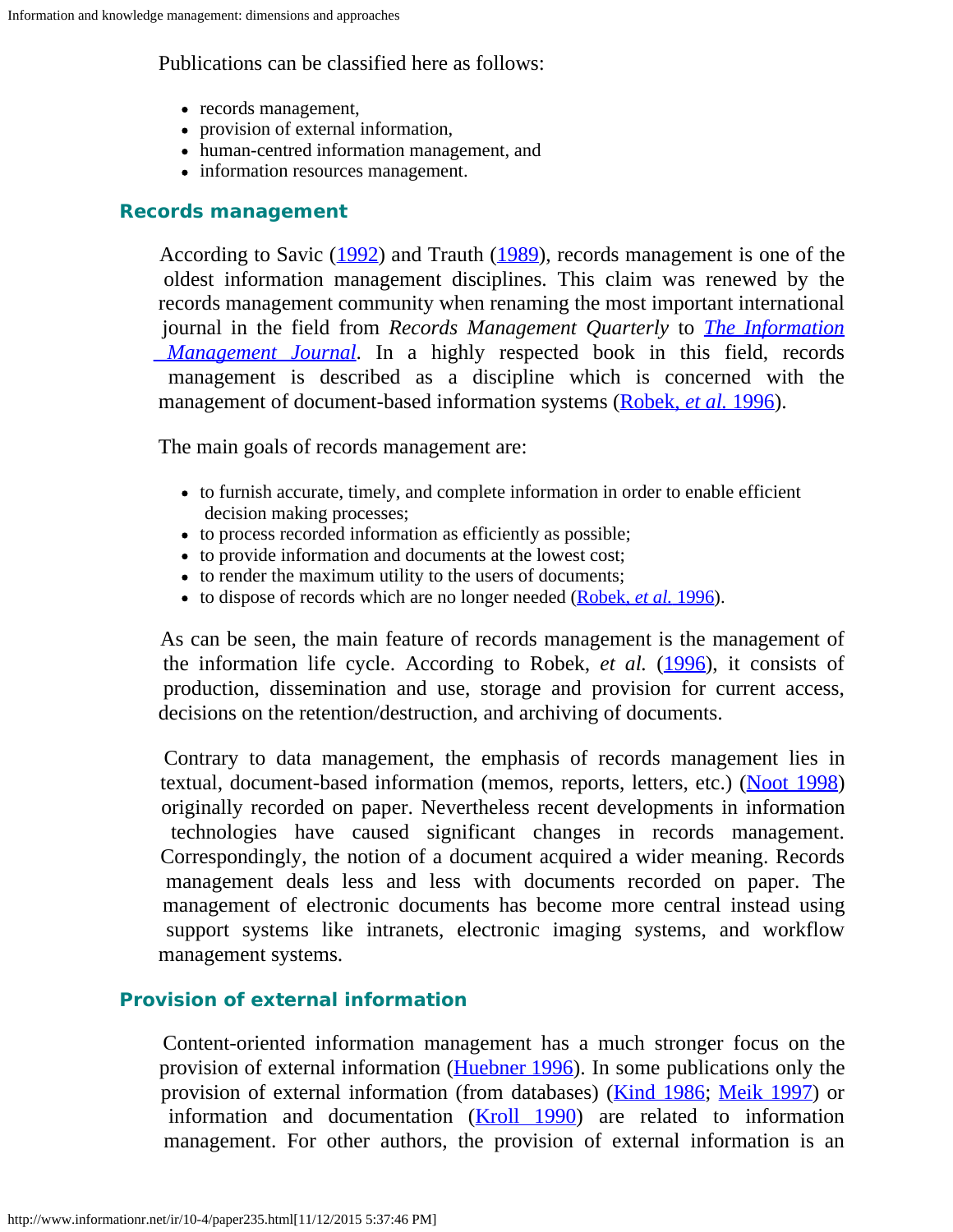Publications can be classified here as follows:

- records management,
- provision of external information,
- human-centred information management, and
- information resources management.

## Records management

According to Savic (1992) and Trauth (1989), records management is one of the oldest information management disciplines. This claim was renewed by the records management community when renaming the most important international journal in the field from *Records Management Quarterly* to *The Information Management Journal*. In a highly respected book in this field, records management is described as a discipline which is concerned with the management of document-based information systems (Robek, *et al.* 1996).

The main goals of records management are:

- to furnish accurate, timely, and complete information in order to enable efficient decision making processes;
- to process recorded information as efficiently as possible;
- to provide information and documents at the lowest cost;
- to render the maximum utility to the users of documents;
- to dispose of records which are no longer needed (Robek, *et al.* 1996).

As can be seen, the main feature of records management is the management of the information life cycle. According to Robek, *et al.* (1996), it consists of production, dissemination and use, storage and provision for current access, decisions on the retention/destruction, and archiving of documents.

Contrary to data management, the emphasis of records management lies in textual, document-based information (memos, reports, letters, etc.) (Noot 1998) originally recorded on paper. Nevertheless recent developments in information technologies have caused significant changes in records management. Correspondingly, the notion of a document acquired a wider meaning. Records management deals less and less with documents recorded on paper. The management of electronic documents has become more central instead using support systems like intranets, electronic imaging systems, and workflow management systems.

## Provision of external information

Content-oriented information management has a much stronger focus on the provision of external information (Huebner 1996). In some publications only the provision of external information (from databases) (Kind 1986; Meik 1997) or information and documentation (Kroll 1990) are related to information management. For other authors, the provision of external information is an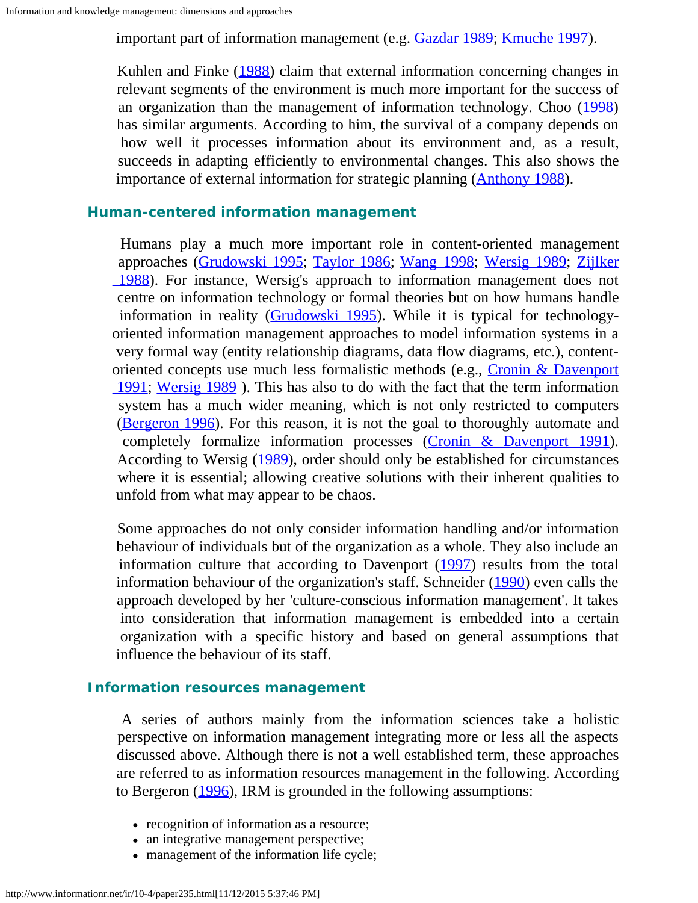important part of information management (e.g. Gazdar 1989; Kmuche 1997).

Kuhlen and Finke (1988) claim that external information concerning changes in relevant segments of the environment is much more important for the success of an organization than the management of information technology. Choo (1998) has similar arguments. According to him, the survival of a company depends on how well it processes information about its environment and, as a result, succeeds in adapting efficiently to environmental changes. This also shows the importance of external information for strategic planning (Anthony 1988).

### Human-centered information management

Humans play a much more important role in content-oriented management approaches (Grudowski 1995; Taylor 1986; Wang 1998; Wersig 1989; Zijlker 1988). For instance, Wersig's approach to information management does not centre on information technology or formal theories but on how humans handle information in reality (Grudowski 1995). While it is typical for technology-oriented information management approaches to model information systems in a very formal way (entity relationship diagrams, data flow diagrams, etc.), content-oriented concepts use much less formalistic methods (e.g., Cronin & Davenport 1991; Wersig 1989 ). This has also to do with the fact that the term information system has a much wider meaning, which is not only restricted to computers (Bergeron 1996). For this reason, it is not the goal to thoroughly automate and completely formalize information processes (Cronin & Davenport 1991). According to Wersig (1989), order should only be established for circumstances where it is essential; allowing creative solutions with their inherent qualities to unfold from what may appear to be chaos.

Some approaches do not only consider information handling and/or information behaviour of individuals but of the organization as a whole. They also include an information culture that according to Davenport (1997) results from the total information behaviour of the organization's staff. Schneider (1990) even calls the approach developed by her 'culture-conscious information management'. It takes into consideration that information management is embedded into a certain organization with a specific history and based on general assumptions that influence the behaviour of its staff.

### Information resources management

A series of authors mainly from the information sciences take a holistic perspective on information management integrating more or less all the aspects discussed above. Although there is not a well established term, these approaches are referred to as information resources management in the following. According to Bergeron (1996), IRM is grounded in the following assumptions:

- recognition of information as a resource;
- an integrative management perspective;
- management of the information life cycle;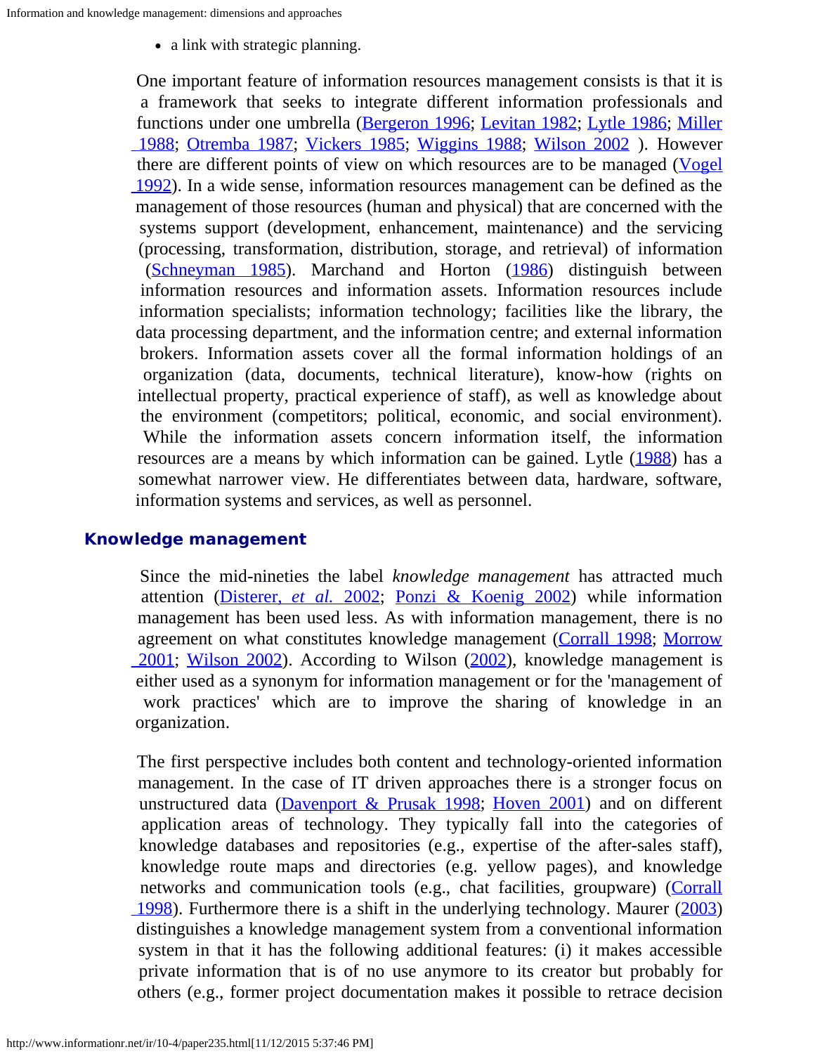- a link with strategic planning.

One important feature of information resources management consists is that it is a framework that seeks to integrate different information professionals and functions under one umbrella (Bergeron 1996; Levitan 1982; Lytle 1986; Miller 1988; Otremba 1987; Vickers 1985; Wiggins 1988; Wilson 2002 ). However there are different points of view on which resources are to be managed (Vogel 1992). In a wide sense, information resources management can be defined as the management of those resources (human and physical) that are concerned with the systems support (development, enhancement, maintenance) and the servicing (processing, transformation, distribution, storage, and retrieval) of information (Schneyman 1985). Marchand and Horton (1986) distinguish between information resources and information assets. Information resources include information specialists; information technology; facilities like the library, the data processing department, and the information centre; and external information brokers. Information assets cover all the formal information holdings of an organization (data, documents, technical literature), know-how (rights on intellectual property, practical experience of staff), as well as knowledge about the environment (competitors; political, economic, and social environment). While the information assets concern information itself, the information resources are a means by which information can be gained. Lytle (1988) has a somewhat narrower view. He differentiates between data, hardware, software, information systems and services, as well as personnel.

## Knowledge management

Since the mid-nineties the label *knowledge management* has attracted much attention (Disterer, *et al.* 2002; Ponzi & Koenig 2002) while information management has been used less. As with information management, there is no agreement on what constitutes knowledge management (Corrall 1998; Morrow 2001; Wilson 2002). According to Wilson (2002), knowledge management is either used as a synonym for information management or for the 'management of work practices' which are to improve the sharing of knowledge in an organization.

The first perspective includes both content and technology-oriented information management. In the case of IT driven approaches there is a stronger focus on unstructured data (Davenport & Prusak 1998; Hoven 2001) and on different application areas of technology. They typically fall into the categories of knowledge databases and repositories (e.g., expertise of the after-sales staff), knowledge route maps and directories (e.g. yellow pages), and knowledge networks and communication tools (e.g., chat facilities, groupware) (Corrall 1998). Furthermore there is a shift in the underlying technology. Maurer (2003) distinguishes a knowledge management system from a conventional information system in that it has the following additional features: (i) it makes accessible private information that is of no use anymore to its creator but probably for others (e.g., former project documentation makes it possible to retrace decision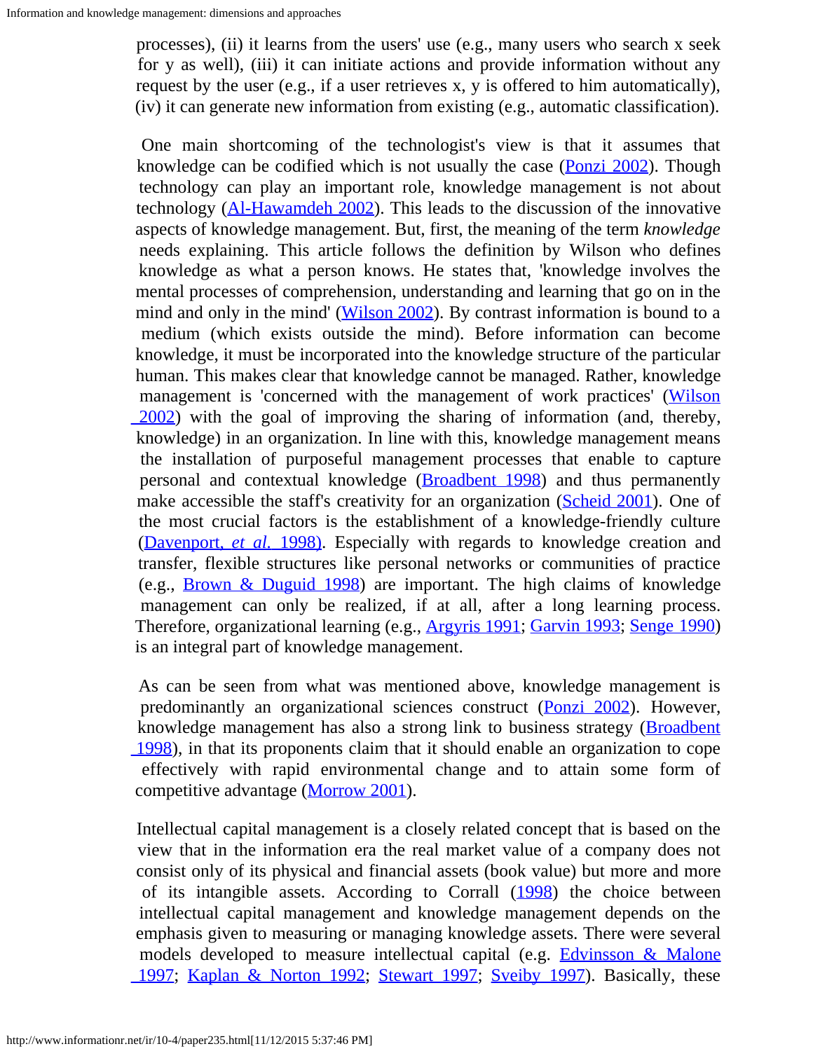processes), (ii) it learns from the users' use (e.g., many users who search x seek for y as well), (iii) it can initiate actions and provide information without any request by the user (e.g., if a user retrieves x, y is offered to him automatically), (iv) it can generate new information from existing (e.g., automatic classification).

One main shortcoming of the technologist's view is that it assumes that knowledge can be codified which is not usually the case (Ponzi 2002). Though technology can play an important role, knowledge management is not about technology (Al-Hawamdeh 2002). This leads to the discussion of the innovative aspects of knowledge management. But, first, the meaning of the term *knowledge* needs explaining. This article follows the definition by Wilson who defines knowledge as what a person knows. He states that, 'knowledge involves the mental processes of comprehension, understanding and learning that go on in the mind and only in the mind' (Wilson 2002). By contrast information is bound to a medium (which exists outside the mind). Before information can become knowledge, it must be incorporated into the knowledge structure of the particular human. This makes clear that knowledge cannot be managed. Rather, knowledge management is 'concerned with the management of work practices' (Wilson 2002) with the goal of improving the sharing of information (and, thereby, knowledge) in an organization. In line with this, knowledge management means the installation of purposeful management processes that enable to capture personal and contextual knowledge (Broadbent 1998) and thus permanently make accessible the staff's creativity for an organization (Scheid 2001). One of the most crucial factors is the establishment of a knowledge-friendly culture (Davenport, *et al.* 1998). Especially with regards to knowledge creation and transfer, flexible structures like personal networks or communities of practice (e.g., Brown & Duguid 1998) are important. The high claims of knowledge management can only be realized, if at all, after a long learning process. Therefore, organizational learning (e.g., Argyris 1991; Garvin 1993; Senge 1990) is an integral part of knowledge management.

As can be seen from what was mentioned above, knowledge management is predominantly an organizational sciences construct (Ponzi 2002). However, knowledge management has also a strong link to business strategy (Broadbent 1998), in that its proponents claim that it should enable an organization to cope effectively with rapid environmental change and to attain some form of competitive advantage (Morrow 2001).

Intellectual capital management is a closely related concept that is based on the view that in the information era the real market value of a company does not consist only of its physical and financial assets (book value) but more and more of its intangible assets. According to Corrall (1998) the choice between intellectual capital management and knowledge management depends on the emphasis given to measuring or managing knowledge assets. There were several models developed to measure intellectual capital (e.g. Edvinsson & Malone 1997; Kaplan & Norton 1992; Stewart 1997; Sveiby 1997). Basically, these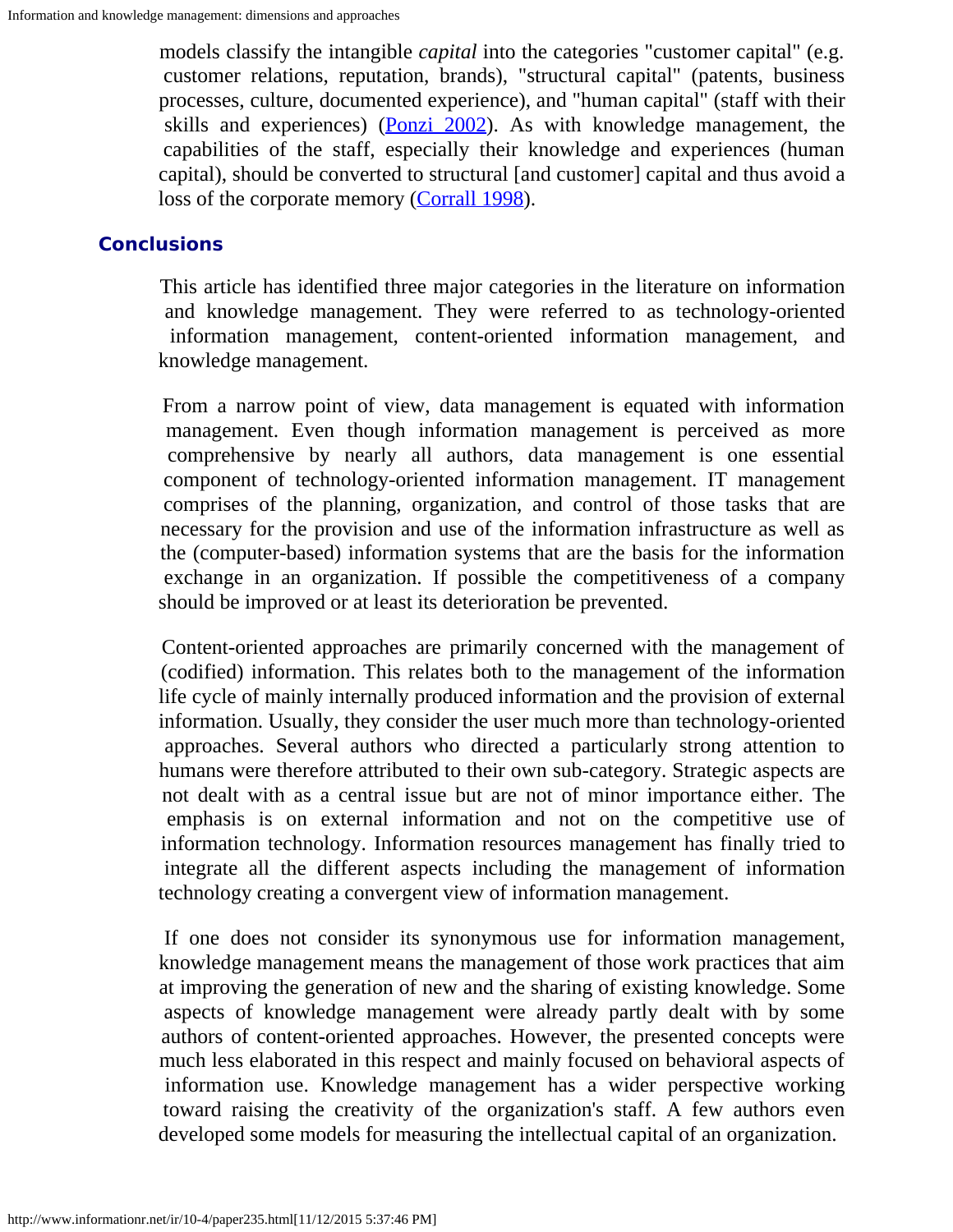models classify the intangible *capital* into the categories "customer capital" (e.g. customer relations, reputation, brands), "structural capital" (patents, business processes, culture, documented experience), and "human capital" (staff with their skills and experiences) (Ponzi 2002). As with knowledge management, the capabilities of the staff, especially their knowledge and experiences (human capital), should be converted to structural [and customer] capital and thus avoid a loss of the corporate memory (Corrall 1998).

## Conclusions

This article has identified three major categories in the literature on information and knowledge management. They were referred to as technology-oriented information management, content-oriented information management, and knowledge management.

From a narrow point of view, data management is equated with information management. Even though information management is perceived as more comprehensive by nearly all authors, data management is one essential component of technology-oriented information management. IT management comprises of the planning, organization, and control of those tasks that are necessary for the provision and use of the information infrastructure as well as the (computer-based) information systems that are the basis for the information exchange in an organization. If possible the competitiveness of a company should be improved or at least its deterioration be prevented.

Content-oriented approaches are primarily concerned with the management of (codified) information. This relates both to the management of the information life cycle of mainly internally produced information and the provision of external information. Usually, they consider the user much more than technology-oriented approaches. Several authors who directed a particularly strong attention to humans were therefore attributed to their own sub-category. Strategic aspects are not dealt with as a central issue but are not of minor importance either. The emphasis is on external information and not on the competitive use of information technology. Information resources management has finally tried to integrate all the different aspects including the management of information technology creating a convergent view of information management.

If one does not consider its synonymous use for information management, knowledge management means the management of those work practices that aim at improving the generation of new and the sharing of existing knowledge. Some aspects of knowledge management were already partly dealt with by some authors of content-oriented approaches. However, the presented concepts were much less elaborated in this respect and mainly focused on behavioral aspects of information use. Knowledge management has a wider perspective working toward raising the creativity of the organization's staff. A few authors even developed some models for measuring the intellectual capital of an organization.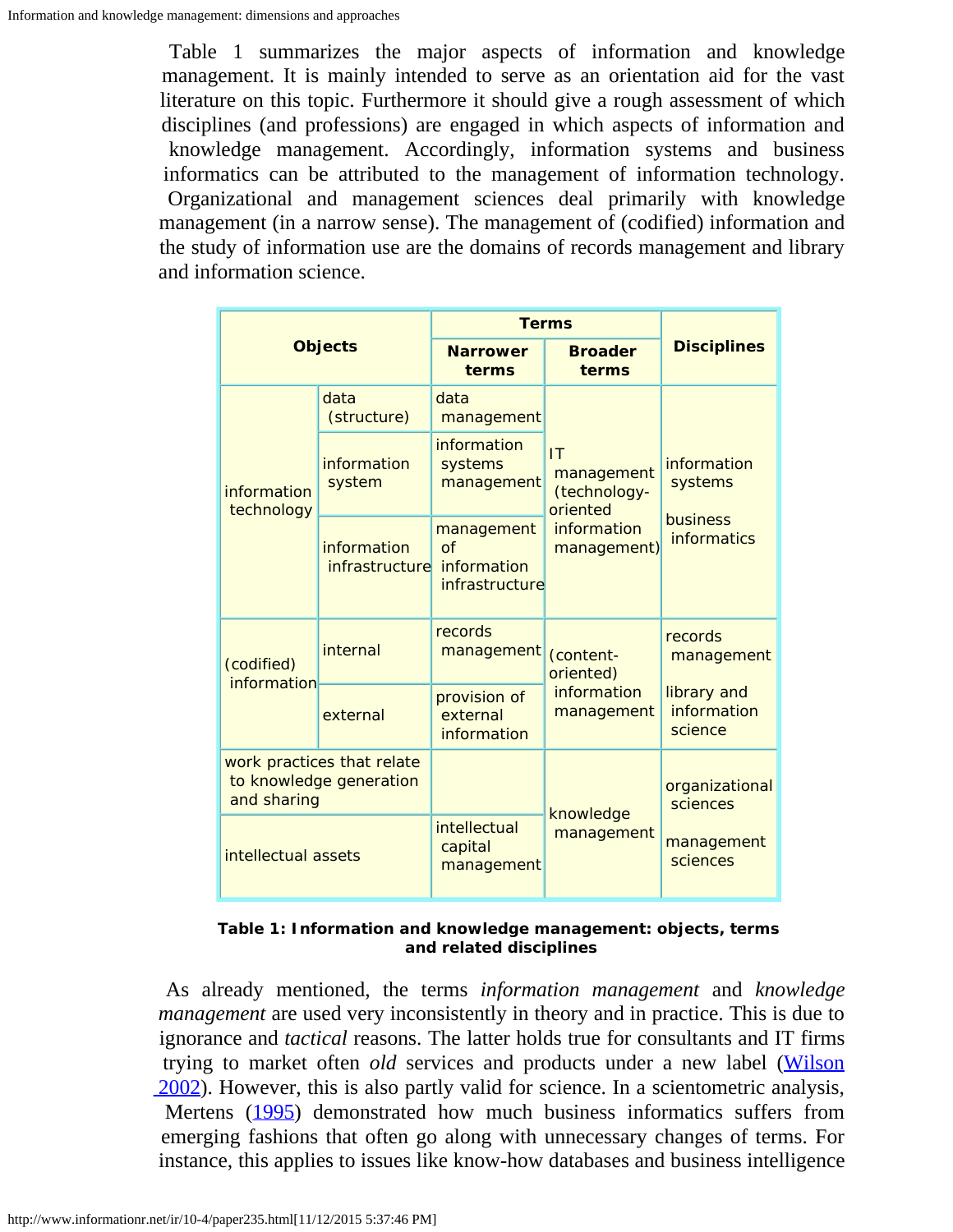Table 1 summarizes the major aspects of information and knowledge management. It is mainly intended to serve as an orientation aid for the vast literature on this topic. Furthermore it should give a rough assessment of which disciplines (and professions) are engaged in which aspects of information and knowledge management. Accordingly, information systems and business informatics can be attributed to the management of information technology. Organizational and management sciences deal primarily with knowledge management (in a narrow sense). The management of (codified) information and the study of information use are the domains of records management and library and information science.

| Objects | | Terms | | Disciplines |
|---|---|---|---|---|
| | | Narrower terms | Broader terms | |
| information technology | data (structure) | data management | IT management (technology-oriented information management) | information systems<br><br>business informatics |
| | information system | information systems management | | |
| | information infrastructure | management of information infrastructure | | |
| (codified) information | internal | records management | (content-oriented) information management | records management<br><br>library and information science |
| | external | provision of external information | | |
| work practices that relate to knowledge generation and sharing | | | knowledge management | organizational sciences<br><br>management sciences |
| intellectual assets | | intellectual capital management | | |

**Table 1: Information and knowledge management: objects, terms and related disciplines**

As already mentioned, the terms *information management* and *knowledge management* are used very inconsistently in theory and in practice. This is due to ignorance and *tactical* reasons. The latter holds true for consultants and IT firms trying to market often *old* services and products under a new label (Wilson 2002). However, this is also partly valid for science. In a scientometric analysis, Mertens (1995) demonstrated how much business informatics suffers from emerging fashions that often go along with unnecessary changes of terms. For instance, this applies to issues like know-how databases and business intelligence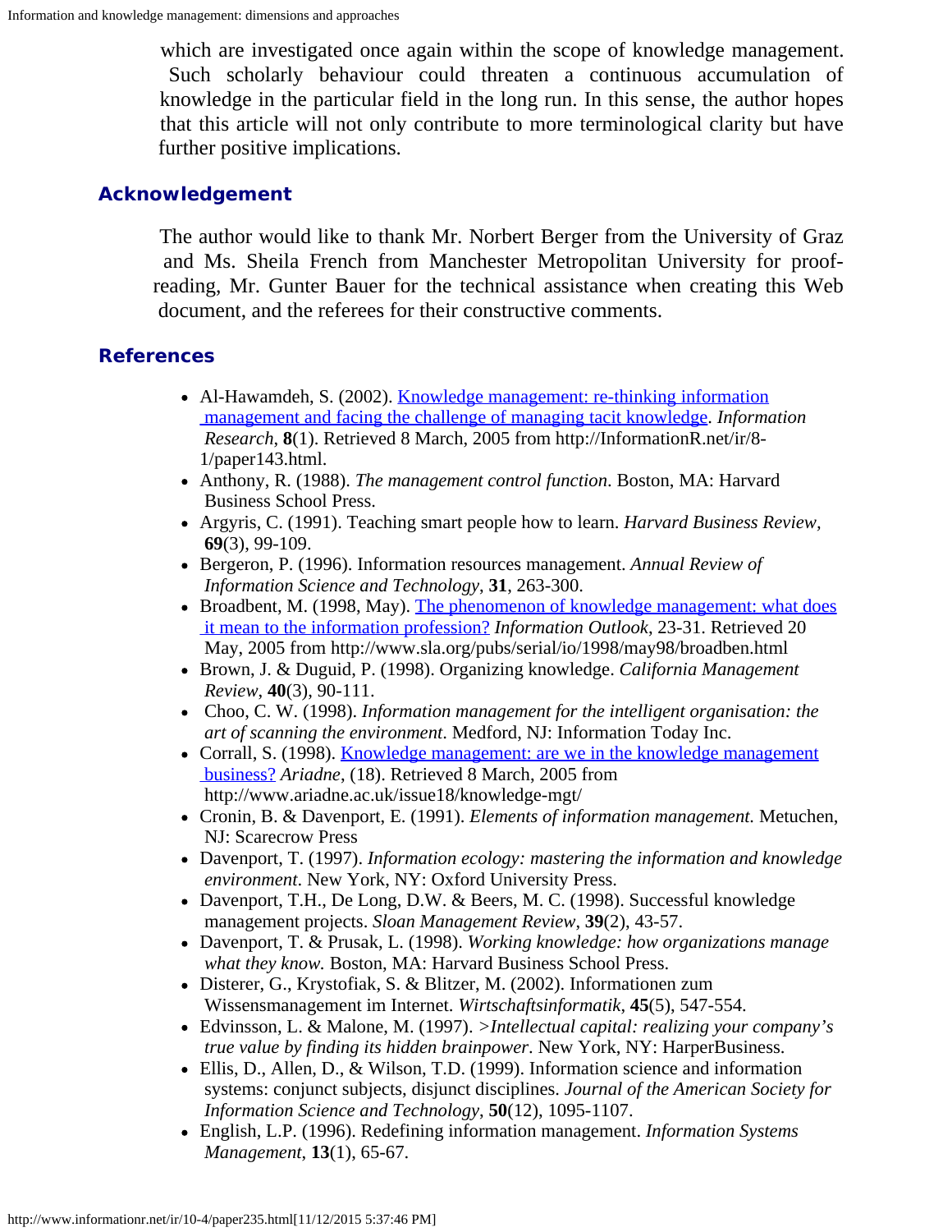which are investigated once again within the scope of knowledge management. Such scholarly behaviour could threaten a continuous accumulation of knowledge in the particular field in the long run. In this sense, the author hopes that this article will not only contribute to more terminological clarity but have further positive implications.

## Acknowledgement

The author would like to thank Mr. Norbert Berger from the University of Graz and Ms. Sheila French from Manchester Metropolitan University for proof-reading, Mr. Gunter Bauer for the technical assistance when creating this Web document, and the referees for their constructive comments.

## References

- Al-Hawamdeh, S. (2002). Knowledge management: re-thinking information management and facing the challenge of managing tacit knowledge. *Information Research*, **8**(1). Retrieved 8 March, 2005 from http://InformationR.net/ir/8-1/paper143.html.
- Anthony, R. (1988). *The management control function*. Boston, MA: Harvard Business School Press.
- Argyris, C. (1991). Teaching smart people how to learn. *Harvard Business Review*, **69**(3), 99-109.
- Bergeron, P. (1996). Information resources management. *Annual Review of Information Science and Technology*, **31**, 263-300.
- Broadbent, M. (1998, May). The phenomenon of knowledge management: what does it mean to the information profession? *Information Outlook*, 23-31. Retrieved 20 May, 2005 from http://www.sla.org/pubs/serial/io/1998/may98/broadben.html
- Brown, J. & Duguid, P. (1998). Organizing knowledge. *California Management Review*, **40**(3), 90-111.
- Choo, C. W. (1998). *Information management for the intelligent organisation: the art of scanning the environment*. Medford, NJ: Information Today Inc.
- Corrall, S. (1998). Knowledge management: are we in the knowledge management business? *Ariadne*, (18). Retrieved 8 March, 2005 from http://www.ariadne.ac.uk/issue18/knowledge-mgt/
- Cronin, B. & Davenport, E. (1991). *Elements of information management.* Metuchen, NJ: Scarecrow Press
- Davenport, T. (1997). *Information ecology: mastering the information and knowledge environment*. New York, NY: Oxford University Press.
- Davenport, T.H., De Long, D.W. & Beers, M. C. (1998). Successful knowledge management projects. *Sloan Management Review*, **39**(2), 43-57.
- Davenport, T. & Prusak, L. (1998). *Working knowledge: how organizations manage what they know.* Boston, MA: Harvard Business School Press.
- Disterer, G., Krystofiak, S. & Blitzer, M. (2002). Informationen zum Wissensmanagement im Internet. *Wirtschaftsinformatik*, **45**(5), 547-554.
- Edvinsson, L. & Malone, M. (1997). *>Intellectual capital: realizing your company's true value by finding its hidden brainpower*. New York, NY: HarperBusiness.
- Ellis, D., Allen, D., & Wilson, T.D. (1999). Information science and information systems: conjunct subjects, disjunct disciplines. *Journal of the American Society for Information Science and Technology*, **50**(12), 1095-1107.
- English, L.P. (1996). Redefining information management. *Information Systems Management*, **13**(1), 65-67.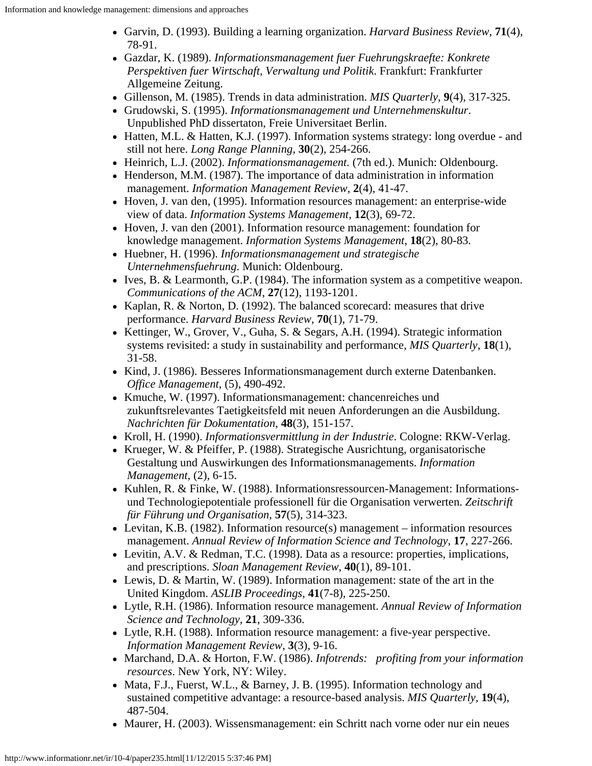- Garvin, D. (1993). Building a learning organization. *Harvard Business Review*, **71**(4), 78-91.
- Gazdar, K. (1989). *Informationsmanagement fuer Fuehrungskraefte: Konkrete Perspektiven fuer Wirtschaft, Verwaltung und Politik*. Frankfurt: Frankfurter Allgemeine Zeitung.
- Gillenson, M. (1985). Trends in data administration. *MIS Quarterly*, **9**(4), 317-325.
- Grudowski, S. (1995). *Informationsmanagement und Unternehmenskultur*. Unpublished PhD dissertaton, Freie Universitaet Berlin.
- Hatten, M.L. & Hatten, K.J. (1997). Information systems strategy: long overdue - and still not here. *Long Range Planning*, **30**(2), 254-266.
- Heinrich, L.J. (2002). *Informationsmanagement*. (7th ed.). Munich: Oldenbourg.
- Henderson, M.M. (1987). The importance of data administration in information management. *Information Management Review*, **2**(4), 41-47.
- Hoven, J. van den, (1995). Information resources management: an enterprise-wide view of data. *Information Systems Management*, **12**(3), 69-72.
- Hoven, J. van den (2001). Information resource management: foundation for knowledge management. *Information Systems Management*, **18**(2), 80-83.
- Huebner, H. (1996). *Informationsmanagement und strategische Unternehmensfuehrung*. Munich: Oldenbourg.
- Ives, B. & Learmonth, G.P. (1984). The information system as a competitive weapon. *Communications of the ACM*, **27**(12), 1193-1201.
- Kaplan, R. & Norton, D. (1992). The balanced scorecard: measures that drive performance. *Harvard Business Review*, **70**(1), 71-79.
- Kettinger, W., Grover, V., Guha, S. & Segars, A.H. (1994). Strategic information systems revisited: a study in sustainability and performance, *MIS Quarterly*, **18**(1), 31-58.
- Kind, J. (1986). Besseres Informationsmanagement durch externe Datenbanken. *Office Management*, (5), 490-492.
- Kmuche, W. (1997). Informationsmanagement: chancenreiches und zukunftsrelevantes Taetigkeitsfeld mit neuen Anforderungen an die Ausbildung. *Nachrichten für Dokumentation*, **48**(3), 151-157.
- Kroll, H. (1990). *Informationsvermittlung in der Industrie*. Cologne: RKW-Verlag.
- Krueger, W. & Pfeiffer, P. (1988). Strategische Ausrichtung, organisatorische Gestaltung und Auswirkungen des Informationsmanagements. *Information Management*, (2), 6-15.
- Kuhlen, R. & Finke, W. (1988). Informationsressourcen-Management: Informations- und Technologiepotentiale professionell für die Organisation verwerten. *Zeitschrift für Führung und Organisation*, **57**(5), 314-323.
- Levitan, K.B. (1982). Information resource(s) management – information resources management. *Annual Review of Information Science and Technology*, **17**, 227-266.
- Levitin, A.V. & Redman, T.C. (1998). Data as a resource: properties, implications, and prescriptions. *Sloan Management Review*, **40**(1), 89-101.
- Lewis, D. & Martin, W. (1989). Information management: state of the art in the United Kingdom. *ASLIB Proceedings*, **41**(7-8), 225-250.
- Lytle, R.H. (1986). Information resource management. *Annual Review of Information Science and Technology*, **21**, 309-336.
- Lytle, R.H. (1988). Information resource management: a five-year perspective. *Information Management Review*, **3**(3), 9-16.
- Marchand, D.A. & Horton, F.W. (1986). *Infotrends: profiting from your information resources*. New York, NY: Wiley.
- Mata, F.J., Fuerst, W.L., & Barney, J. B. (1995). Information technology and sustained competitive advantage: a resource-based analysis. *MIS Quarterly*, **19**(4), 487-504.
- Maurer, H. (2003). Wissensmanagement: ein Schritt nach vorne oder nur ein neues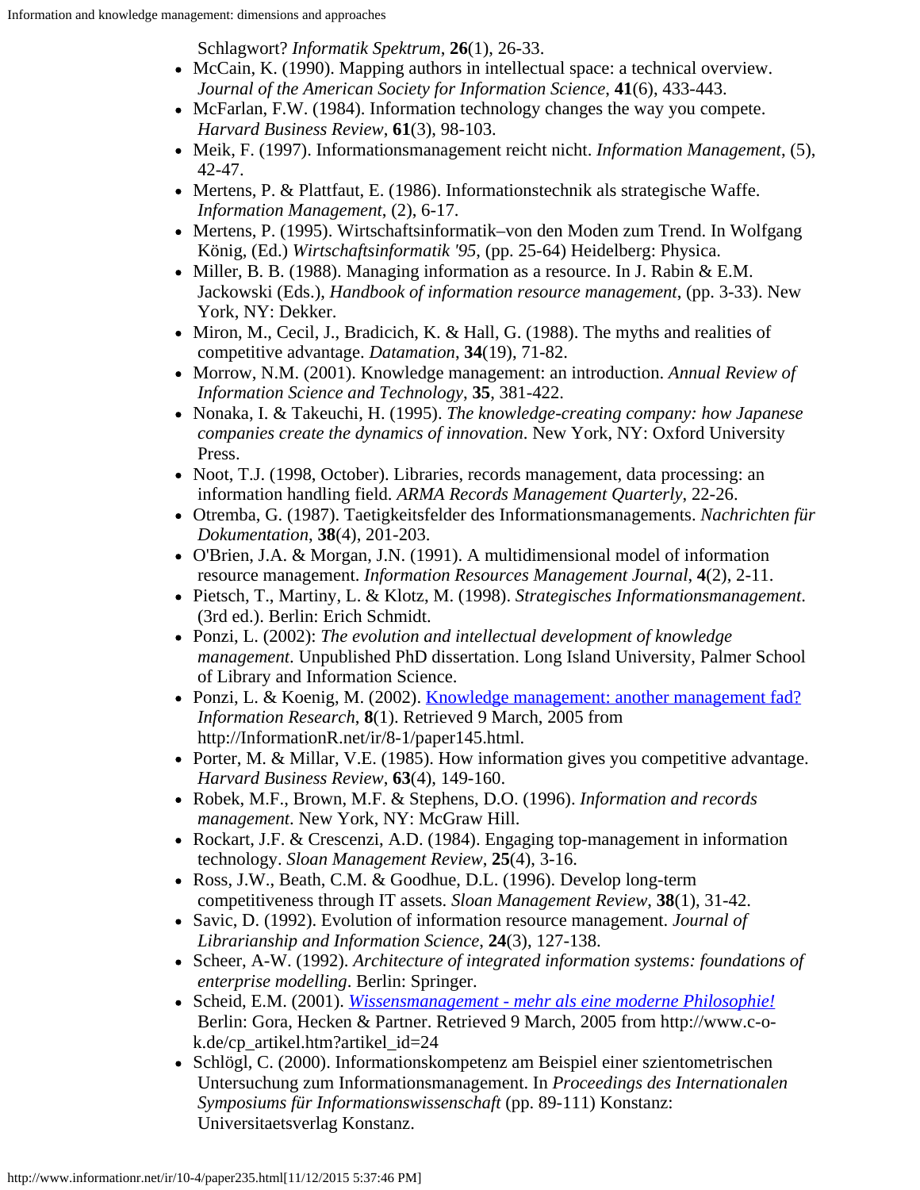Schlagwort? *Informatik Spektrum*, **26**(1), 26-33.

- McCain, K. (1990). Mapping authors in intellectual space: a technical overview. *Journal of the American Society for Information Science*, **41**(6), 433-443.
- McFarlan, F.W. (1984). Information technology changes the way you compete. *Harvard Business Review*, **61**(3), 98-103.
- Meik, F. (1997). Informationsmanagement reicht nicht. *Information Management*, (5), 42-47.
- Mertens, P. & Plattfaut, E. (1986). Informationstechnik als strategische Waffe. *Information Management*, (2), 6-17.
- Mertens, P. (1995). Wirtschaftsinformatik–von den Moden zum Trend. In Wolfgang König, (Ed.) *Wirtschaftsinformatik '95*, (pp. 25-64) Heidelberg: Physica.
- Miller, B. B. (1988). Managing information as a resource. In J. Rabin & E.M. Jackowski (Eds.), *Handbook of information resource management*, (pp. 3-33). New York, NY: Dekker.
- Miron, M., Cecil, J., Bradicich, K. & Hall, G. (1988). The myths and realities of competitive advantage. *Datamation*, **34**(19), 71-82.
- Morrow, N.M. (2001). Knowledge management: an introduction. *Annual Review of Information Science and Technology*, **35**, 381-422.
- Nonaka, I. & Takeuchi, H. (1995). *The knowledge-creating company: how Japanese companies create the dynamics of innovation*. New York, NY: Oxford University Press.
- Noot, T.J. (1998, October). Libraries, records management, data processing: an information handling field. *ARMA Records Management Quarterly*, 22-26.
- Otremba, G. (1987). Taetigkeitsfelder des Informationsmanagements. *Nachrichten für Dokumentation*, **38**(4), 201-203.
- O'Brien, J.A. & Morgan, J.N. (1991). A multidimensional model of information resource management. *Information Resources Management Journal*, **4**(2), 2-11.
- Pietsch, T., Martiny, L. & Klotz, M. (1998). *Strategisches Informationsmanagement*. (3rd ed.). Berlin: Erich Schmidt.
- Ponzi, L. (2002): *The evolution and intellectual development of knowledge management*. Unpublished PhD dissertation. Long Island University, Palmer School of Library and Information Science.
- Ponzi, L. & Koenig, M. (2002). [Knowledge management: another management fad?](http://InformationR.net/ir/8-1/paper145.html) *Information Research*, **8**(1). Retrieved 9 March, 2005 from http://InformationR.net/ir/8-1/paper145.html.
- Porter, M. & Millar, V.E. (1985). How information gives you competitive advantage. *Harvard Business Review*, **63**(4), 149-160.
- Robek, M.F., Brown, M.F. & Stephens, D.O. (1996). *Information and records management*. New York, NY: McGraw Hill.
- Rockart, J.F. & Crescenzi, A.D. (1984). Engaging top-management in information technology. *Sloan Management Review*, **25**(4), 3-16.
- Ross, J.W., Beath, C.M. & Goodhue, D.L. (1996). Develop long-term competitiveness through IT assets. *Sloan Management Review*, **38**(1), 31-42.
- Savic, D. (1992). Evolution of information resource management. *Journal of Librarianship and Information Science*, **24**(3), 127-138.
- Scheer, A-W. (1992). *Architecture of integrated information systems: foundations of enterprise modelling*. Berlin: Springer.
- Scheid, E.M. (2001). [*Wissensmanagement - mehr als eine moderne Philosophie!*](http://www.c-o-k.de/cp_artikel.htm?artikel_id=24) Berlin: Gora, Hecken & Partner. Retrieved 9 March, 2005 from http://www.c-o-k.de/cp_artikel.htm?artikel_id=24
- Schlögl, C. (2000). Informationskompetenz am Beispiel einer szientometrischen Untersuchung zum Informationsmanagement. In *Proceedings des Internationalen Symposiums für Informationswissenschaft* (pp. 89-111) Konstanz: Universitaetsverlag Konstanz.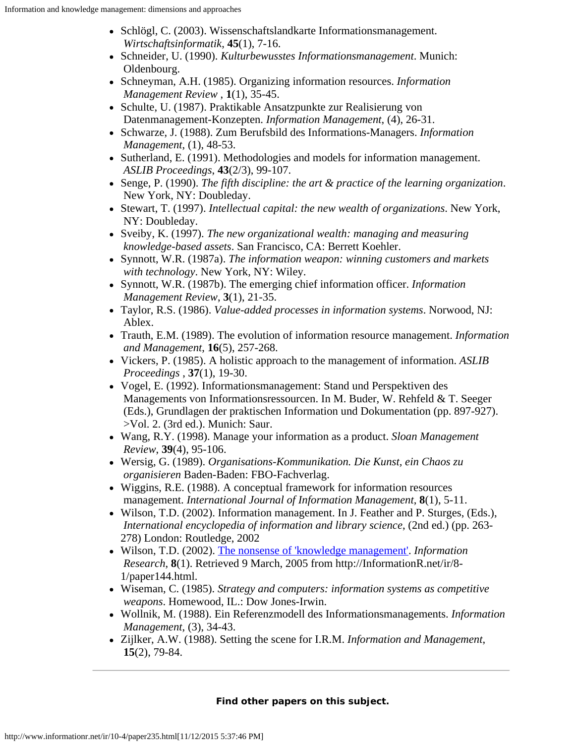- Schlögl, C. (2003). Wissenschaftslandkarte Informationsmanagement. *Wirtschaftsinformatik*, **45**(1), 7-16.
- Schneider, U. (1990). *Kulturbewusstes Informationsmanagement*. Munich: Oldenbourg.
- Schneyman, A.H. (1985). Organizing information resources. *Information Management Review* , **1**(1), 35-45.
- Schulte, U. (1987). Praktikable Ansatzpunkte zur Realisierung von Datenmanagement-Konzepten. *Information Management*, (4), 26-31.
- Schwarze, J. (1988). Zum Berufsbild des Informations-Managers. *Information Management*, (1), 48-53.
- Sutherland, E. (1991). Methodologies and models for information management. *ASLIB Proceedings*, **43**(2/3), 99-107.
- Senge, P. (1990). *The fifth discipline: the art & practice of the learning organization*. New York, NY: Doubleday.
- Stewart, T. (1997). *Intellectual capital: the new wealth of organizations*. New York, NY: Doubleday.
- Sveiby, K. (1997). *The new organizational wealth: managing and measuring knowledge-based assets*. San Francisco, CA: Berrett Koehler.
- Synnott, W.R. (1987a). *The information weapon: winning customers and markets with technology*. New York, NY: Wiley.
- Synnott, W.R. (1987b). The emerging chief information officer. *Information Management Review*, **3**(1), 21-35.
- Taylor, R.S. (1986). *Value-added processes in information systems*. Norwood, NJ: Ablex.
- Trauth, E.M. (1989). The evolution of information resource management. *Information and Management*, **16**(5), 257-268.
- Vickers, P. (1985). A holistic approach to the management of information. *ASLIB Proceedings* , **37**(1), 19-30.
- Vogel, E. (1992). Informationsmanagement: Stand und Perspektiven des Managements von Informationsressourcen. In M. Buder, W. Rehfeld & T. Seeger (Eds.), Grundlagen der praktischen Information und Dokumentation (pp. 897-927). >Vol. 2. (3rd ed.). Munich: Saur.
- Wang, R.Y. (1998). Manage your information as a product. *Sloan Management Review*, **39**(4), 95-106.
- Wersig, G. (1989). *Organisations-Kommunikation. Die Kunst, ein Chaos zu organisieren* Baden-Baden: FBO-Fachverlag.
- Wiggins, R.E. (1988). A conceptual framework for information resources management. *International Journal of Information Management*, **8**(1), 5-11.
- Wilson, T.D. (2002). Information management. In J. Feather and P. Sturges, (Eds.), *International encyclopedia of information and library science*, (2nd ed.) (pp. 263-278) London: Routledge, 2002
- Wilson, T.D. (2002). [The nonsense of 'knowledge management'](http://InformationR.net/ir/8-1/paper144.html). *Information Research*, **8**(1). Retrieved 9 March, 2005 from http://InformationR.net/ir/8-1/paper144.html.
- Wiseman, C. (1985). *Strategy and computers: information systems as competitive weapons*. Homewood, IL.: Dow Jones-Irwin.
- Wollnik, M. (1988). Ein Referenzmodell des Informationsmanagements. *Information Management*, (3), 34-43.
- Zijlker, A.W. (1988). Setting the scene for I.R.M. *Information and Management*, **15**(2), 79-84.

---

**Find other papers on this subject.**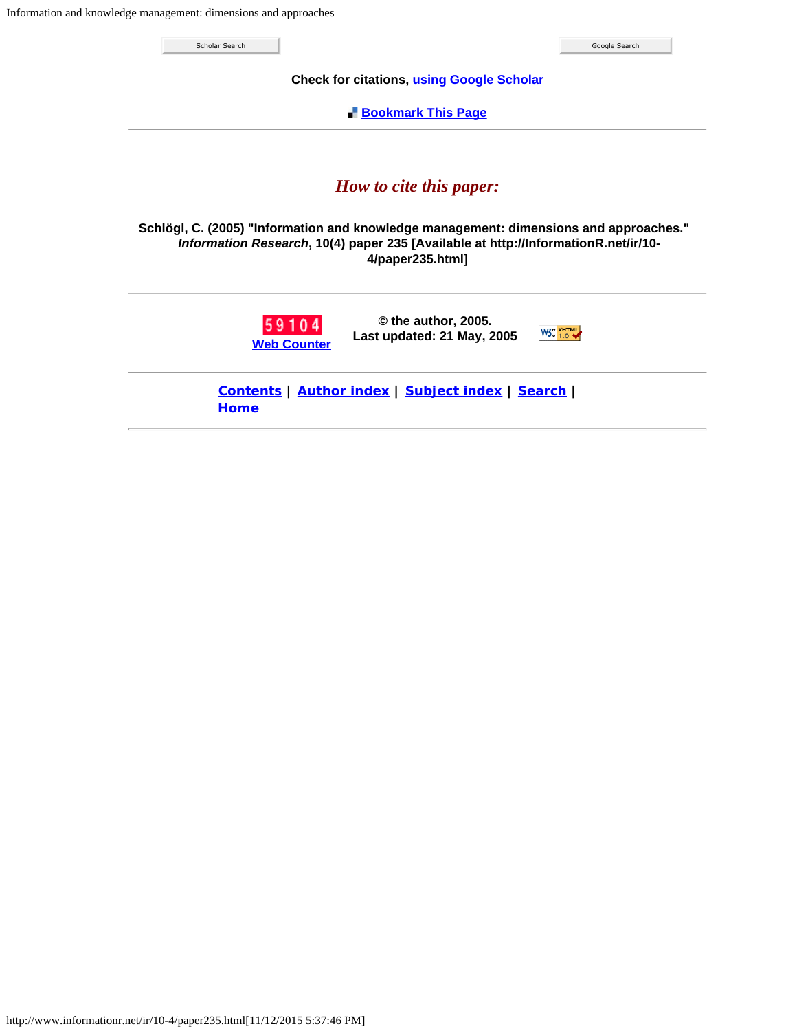Scholar Search Google Search

**Check for citations, [using Google Scholar]**

**Bookmark This Page**

---

## *How to cite this paper:*

**Schlögl, C. (2005) "Information and knowledge management: dimensions and approaches." *Information Research*, 10(4) paper 235 [Available at http://InformationR.net/ir/10-4/paper235.html]**

---

59104
**Web Counter**

**© the author, 2005.**
**Last updated: 21 May, 2005**

---

**Contents | Author index | Subject index | Search | Home**